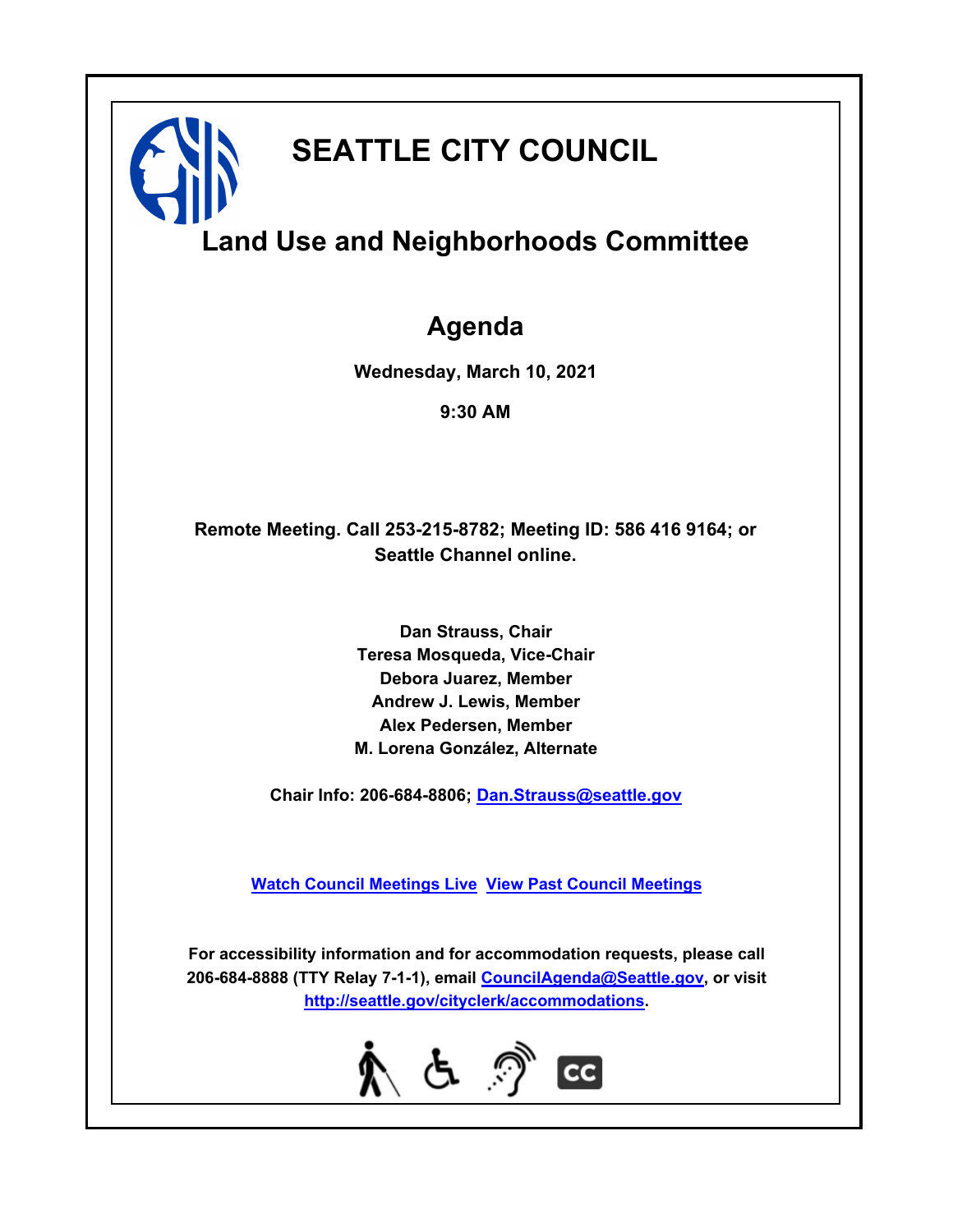# SEATTLE CITY COUNCIL

## Land Use and Neighborhoods Committee

## Agenda

**Wednesday, March 10, 2021**

**9:30 AM**

**Remote Meeting. Call 253-215-8782; Meeting ID: 586 416 9164; or Seattle Channel online.**

**Dan Strauss, Chair**
**Teresa Mosqueda, Vice-Chair**
**Debora Juarez, Member**
**Andrew J. Lewis, Member**
**Alex Pedersen, Member**
**M. Lorena González, Alternate**

**Chair Info: 206-684-8806; Dan.Strauss@seattle.gov**

**Watch Council Meetings Live  View Past Council Meetings**

**For accessibility information and for accommodation requests, please call 206-684-8888 (TTY Relay 7-1-1), email CouncilAgenda@Seattle.gov, or visit http://seattle.gov/cityclerk/accommodations.**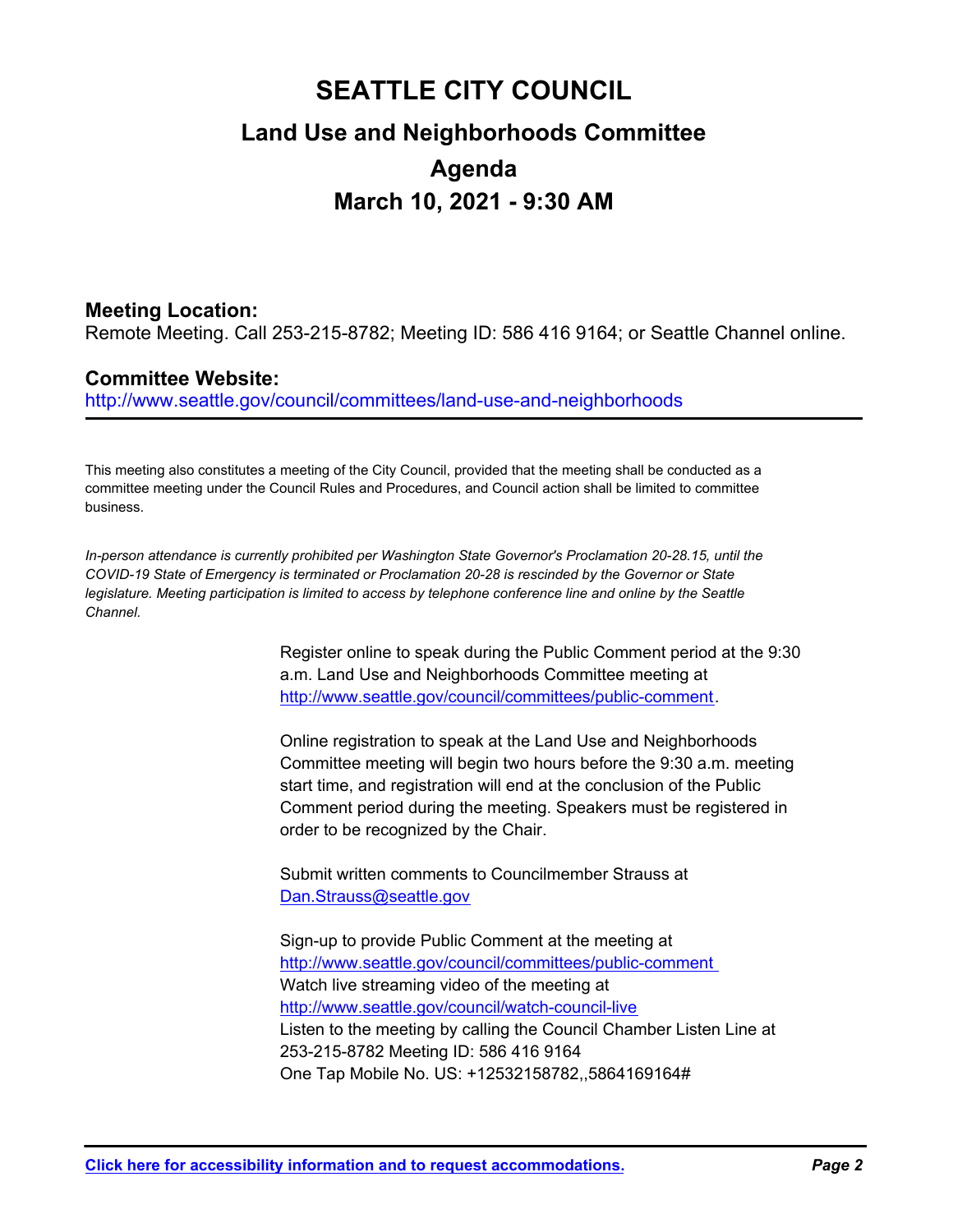# SEATTLE CITY COUNCIL

## Land Use and Neighborhoods Committee

## Agenda

## March 10, 2021 - 9:30 AM

**Meeting Location:**
Remote Meeting. Call 253-215-8782; Meeting ID: 586 416 9164; or Seattle Channel online.

**Committee Website:**
http://www.seattle.gov/council/committees/land-use-and-neighborhoods

This meeting also constitutes a meeting of the City Council, provided that the meeting shall be conducted as a committee meeting under the Council Rules and Procedures, and Council action shall be limited to committee business.

*In-person attendance is currently prohibited per Washington State Governor's Proclamation 20-28.15, until the COVID-19 State of Emergency is terminated or Proclamation 20-28 is rescinded by the Governor or State legislature. Meeting participation is limited to access by telephone conference line and online by the Seattle Channel.*

Register online to speak during the Public Comment period at the 9:30 a.m. Land Use and Neighborhoods Committee meeting at http://www.seattle.gov/council/committees/public-comment.

Online registration to speak at the Land Use and Neighborhoods Committee meeting will begin two hours before the 9:30 a.m. meeting start time, and registration will end at the conclusion of the Public Comment period during the meeting. Speakers must be registered in order to be recognized by the Chair.

Submit written comments to Councilmember Strauss at Dan.Strauss@seattle.gov

Sign-up to provide Public Comment at the meeting at http://www.seattle.gov/council/committees/public-comment
Watch live streaming video of the meeting at http://www.seattle.gov/council/watch-council-live
Listen to the meeting by calling the Council Chamber Listen Line at 253-215-8782 Meeting ID: 586 416 9164
One Tap Mobile No. US: +12532158782,,5864169164#

**Click here for accessibility information and to request accommodations.**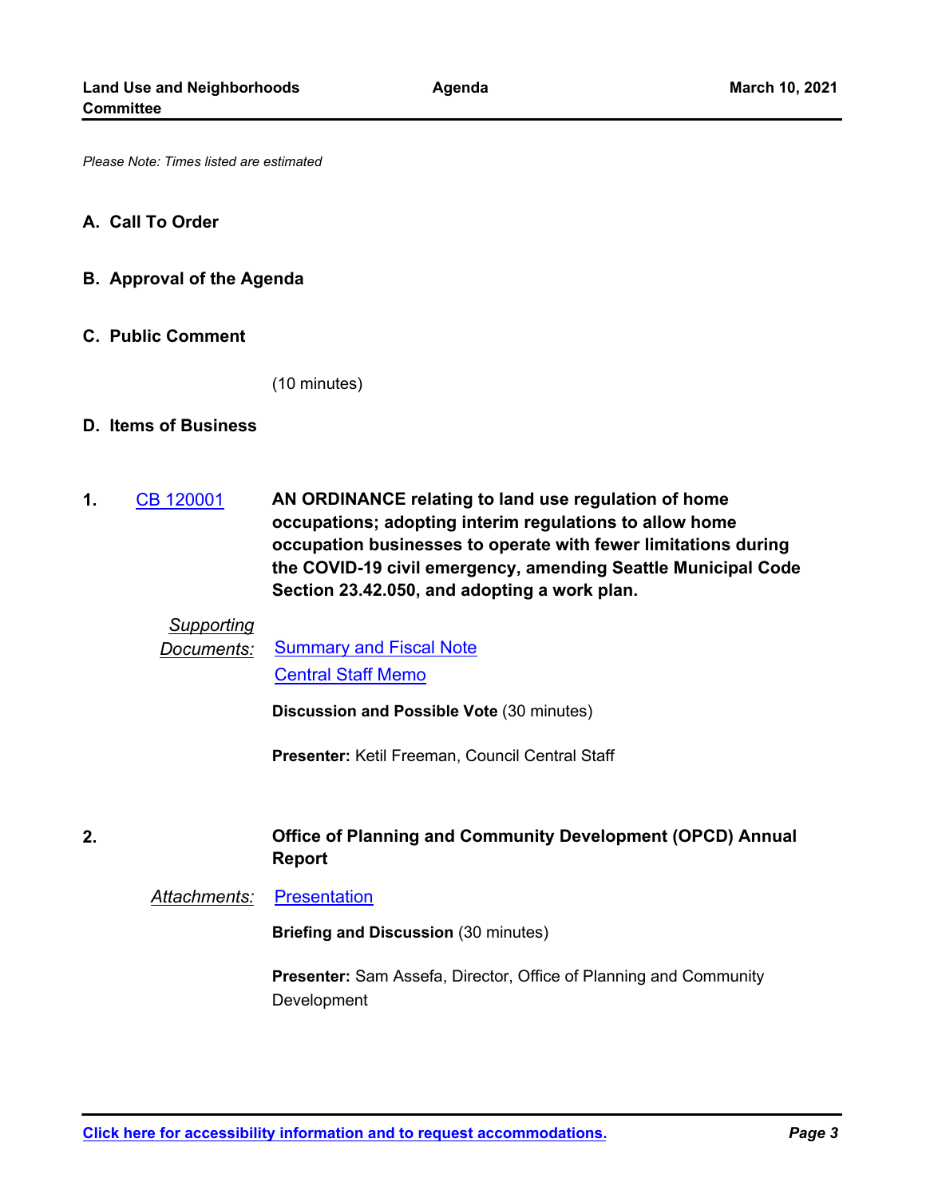*Please Note: Times listed are estimated*

## A. Call To Order

## B. Approval of the Agenda

## C. Public Comment

(10 minutes)

## D. Items of Business

**1.** CB 120001

**AN ORDINANCE relating to land use regulation of home occupations; adopting interim regulations to allow home occupation businesses to operate with fewer limitations during the COVID-19 civil emergency, amending Seattle Municipal Code Section 23.42.050, and adopting a work plan.**

*Supporting Documents:* Summary and Fiscal Note
Central Staff Memo

**Discussion and Possible Vote** (30 minutes)

**Presenter:** Ketil Freeman, Council Central Staff

**2.** **Office of Planning and Community Development (OPCD) Annual Report**

*Attachments:* Presentation

**Briefing and Discussion** (30 minutes)

**Presenter:** Sam Assefa, Director, Office of Planning and Community Development

**Click here for accessibility information and to request accommodations.**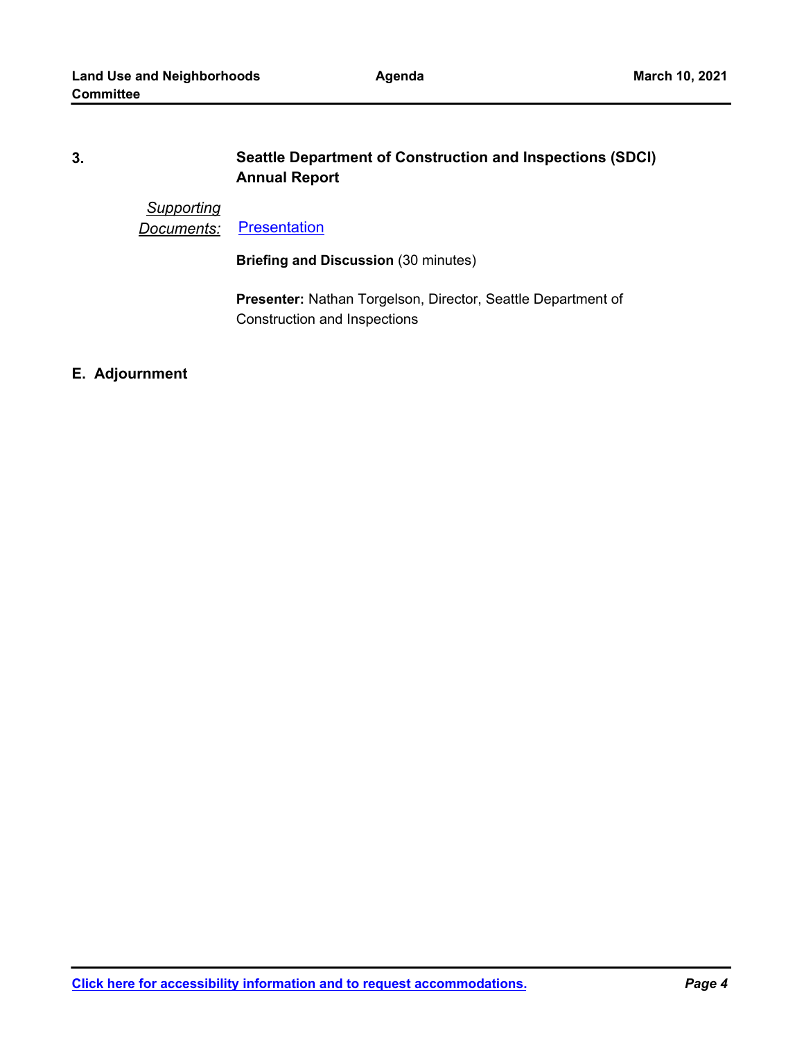**3. Seattle Department of Construction and Inspections (SDCI) Annual Report**

*Supporting Documents:* Presentation

**Briefing and Discussion** (30 minutes)

**Presenter:** Nathan Torgelson, Director, Seattle Department of Construction and Inspections

## E. Adjournment

**Click here for accessibility information and to request accommodations.**